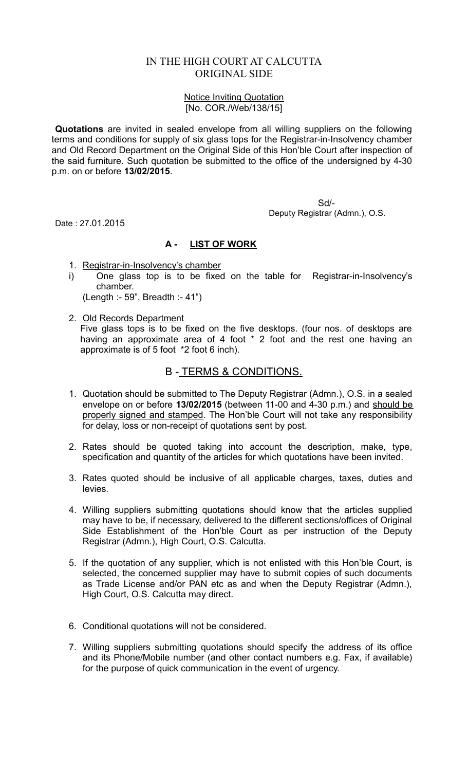# IN THE HIGH COURT AT CALCUTTA
# ORIGINAL SIDE

Notice Inviting Quotation
[No. COR./Web/138/15]

**Quotations** are invited in sealed envelope from all willing suppliers on the following terms and conditions for supply of six glass tops for the Registrar-in-Insolvency chamber and Old Record Department on the Original Side of this Hon'ble Court after inspection of the said furniture. Such quotation be submitted to the office of the undersigned by 4-30 p.m. on or before **13/02/2015**.

Sd/-
Deputy Registrar (Admn.), O.S.

Date : 27.01.2015

## A - LIST OF WORK

1. Registrar-in-Insolvency's chamber
   i) One glass top is to be fixed on the table for Registrar-in-Insolvency's chamber.
   (Length :- 59", Breadth :- 41")

2. Old Records Department
   Five glass tops is to be fixed on the five desktops. (four nos. of desktops are having an approximate area of 4 foot * 2 foot and the rest one having an approximate is of 5 foot *2 foot 6 inch).

## B - TERMS & CONDITIONS.

1. Quotation should be submitted to The Deputy Registrar (Admn.), O.S. in a sealed envelope on or before **13/02/2015** (between 11-00 and 4-30 p.m.) and should be properly signed and stamped. The Hon'ble Court will not take any responsibility for delay, loss or non-receipt of quotations sent by post.

2. Rates should be quoted taking into account the description, make, type, specification and quantity of the articles for which quotations have been invited.

3. Rates quoted should be inclusive of all applicable charges, taxes, duties and levies.

4. Willing suppliers submitting quotations should know that the articles supplied may have to be, if necessary, delivered to the different sections/offices of Original Side Establishment of the Hon'ble Court as per instruction of the Deputy Registrar (Admn.), High Court, O.S. Calcutta.

5. If the quotation of any supplier, which is not enlisted with this Hon'ble Court, is selected, the concerned supplier may have to submit copies of such documents as Trade License and/or PAN etc as and when the Deputy Registrar (Admn.), High Court, O.S. Calcutta may direct.

6. Conditional quotations will not be considered.

7. Willing suppliers submitting quotations should specify the address of its office and its Phone/Mobile number (and other contact numbers e.g. Fax, if available) for the purpose of quick communication in the event of urgency.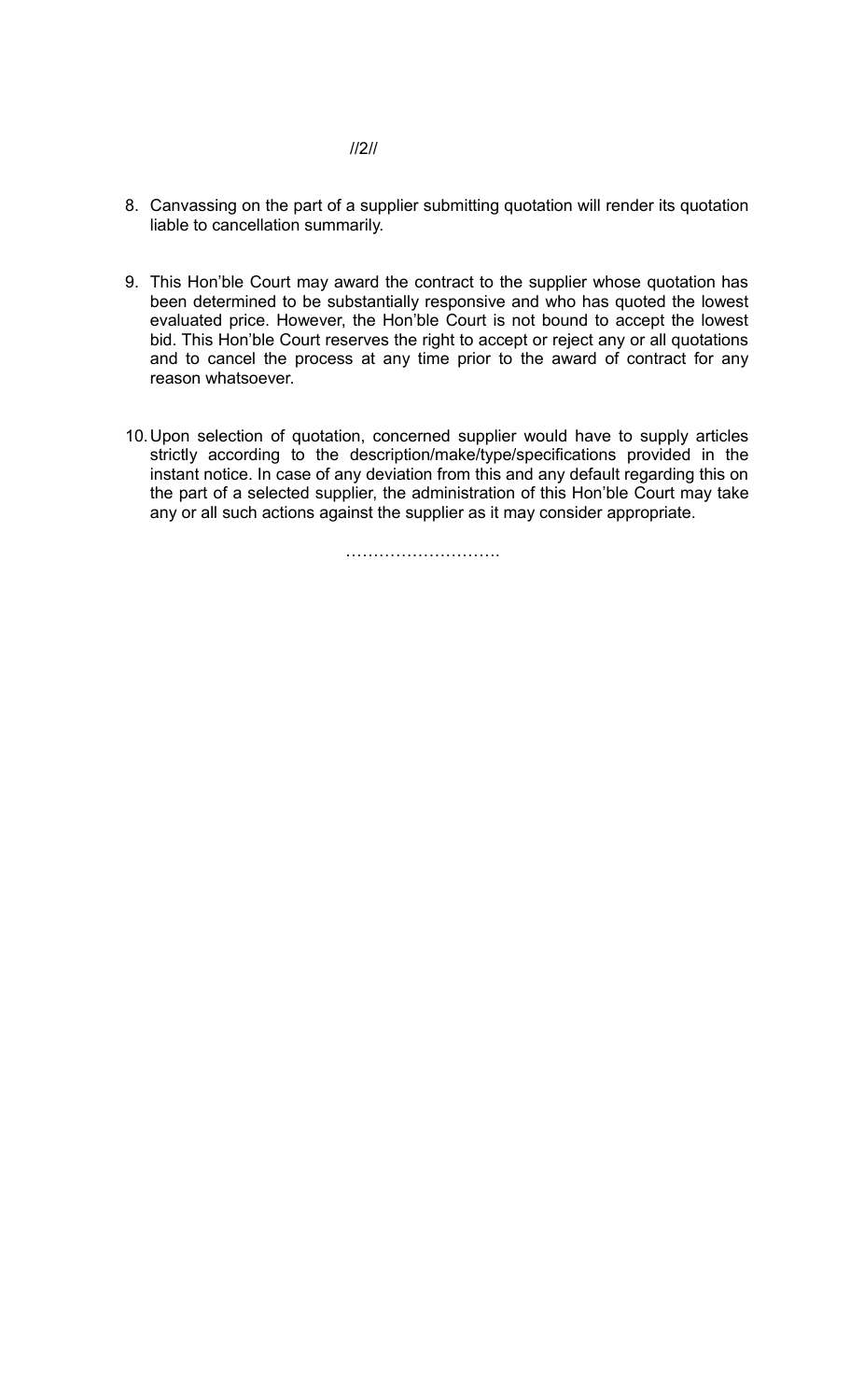8. Canvassing on the part of a supplier submitting quotation will render its quotation liable to cancellation summarily.

9. This Hon'ble Court may award the contract to the supplier whose quotation has been determined to be substantially responsive and who has quoted the lowest evaluated price. However, the Hon'ble Court is not bound to accept the lowest bid. This Hon'ble Court reserves the right to accept or reject any or all quotations and to cancel the process at any time prior to the award of contract for any reason whatsoever.

10. Upon selection of quotation, concerned supplier would have to supply articles strictly according to the description/make/type/specifications provided in the instant notice. In case of any deviation from this and any default regarding this on the part of a selected supplier, the administration of this Hon'ble Court may take any or all such actions against the supplier as it may consider appropriate.

……………………….